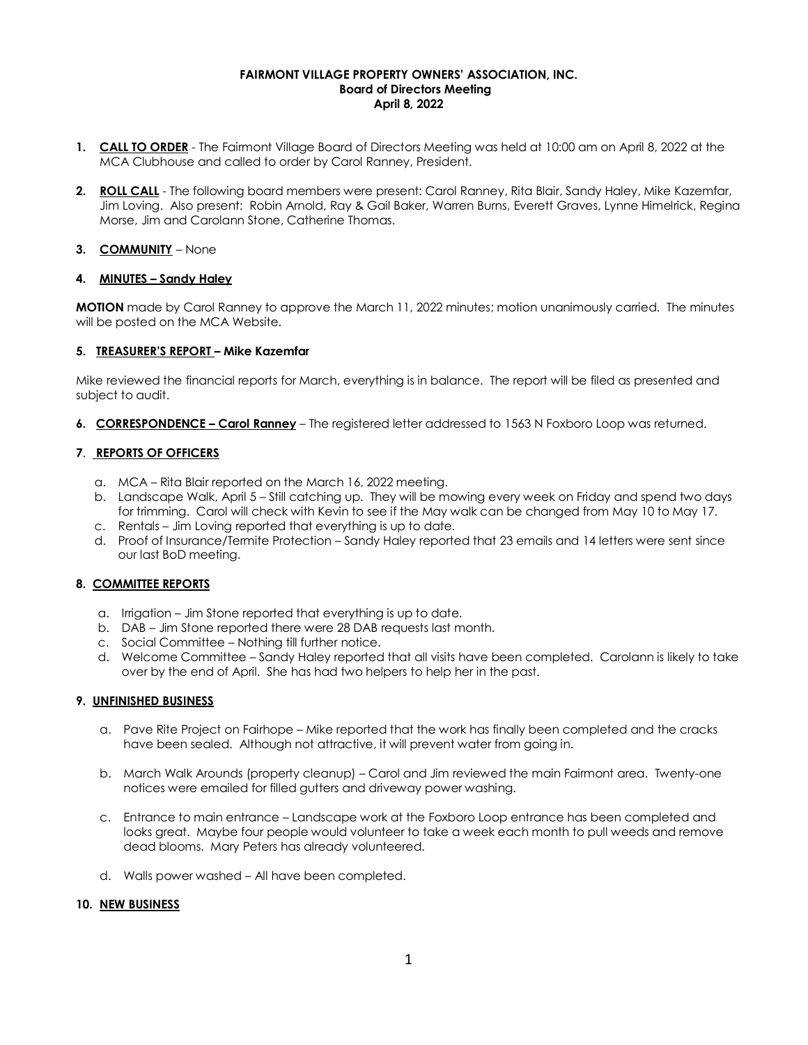**FAIRMONT VILLAGE PROPERTY OWNERS' ASSOCIATION, INC.**
**Board of Directors Meeting**
**April 8, 2022**

1. **CALL TO ORDER** - The Fairmont Village Board of Directors Meeting was held at 10:00 am on April 8, 2022 at the MCA Clubhouse and called to order by Carol Ranney, President.

2. **ROLL CALL** - The following board members were present: Carol Ranney, Rita Blair, Sandy Haley, Mike Kazemfar, Jim Loving. Also present: Robin Arnold, Ray & Gail Baker, Warren Burns, Everett Graves, Lynne Himelrick, Regina Morse, Jim and Carolann Stone, Catherine Thomas.

3. **COMMUNITY** – None

4. **MINUTES – Sandy Haley**

**MOTION** made by Carol Ranney to approve the March 11, 2022 minutes; motion unanimously carried. The minutes will be posted on the MCA Website.

5. **TREASURER'S REPORT – Mike Kazemfar**

Mike reviewed the financial reports for March, everything is in balance. The report will be filed as presented and subject to audit.

6. **CORRESPONDENCE – Carol Ranney** – The registered letter addressed to 1563 N Foxboro Loop was returned.

7. **REPORTS OF OFFICERS**

   a. MCA – Rita Blair reported on the March 16, 2022 meeting.
   b. Landscape Walk, April 5 – Still catching up. They will be mowing every week on Friday and spend two days for trimming. Carol will check with Kevin to see if the May walk can be changed from May 10 to May 17.
   c. Rentals – Jim Loving reported that everything is up to date.
   d. Proof of Insurance/Termite Protection – Sandy Haley reported that 23 emails and 14 letters were sent since our last BoD meeting.

8. **COMMITTEE REPORTS**

   a. Irrigation – Jim Stone reported that everything is up to date.
   b. DAB – Jim Stone reported there were 28 DAB requests last month.
   c. Social Committee – Nothing till further notice.
   d. Welcome Committee – Sandy Haley reported that all visits have been completed. Carolann is likely to take over by the end of April. She has had two helpers to help her in the past.

9. **UNFINISHED BUSINESS**

   a. Pave Rite Project on Fairhope – Mike reported that the work has finally been completed and the cracks have been sealed. Although not attractive, it will prevent water from going in.

   b. March Walk Arounds (property cleanup) – Carol and Jim reviewed the main Fairmont area. Twenty-one notices were emailed for filled gutters and driveway power washing.

   c. Entrance to main entrance – Landscape work at the Foxboro Loop entrance has been completed and looks great. Maybe four people would volunteer to take a week each month to pull weeds and remove dead blooms. Mary Peters has already volunteered.

   d. Walls power washed – All have been completed.

10. **NEW BUSINESS**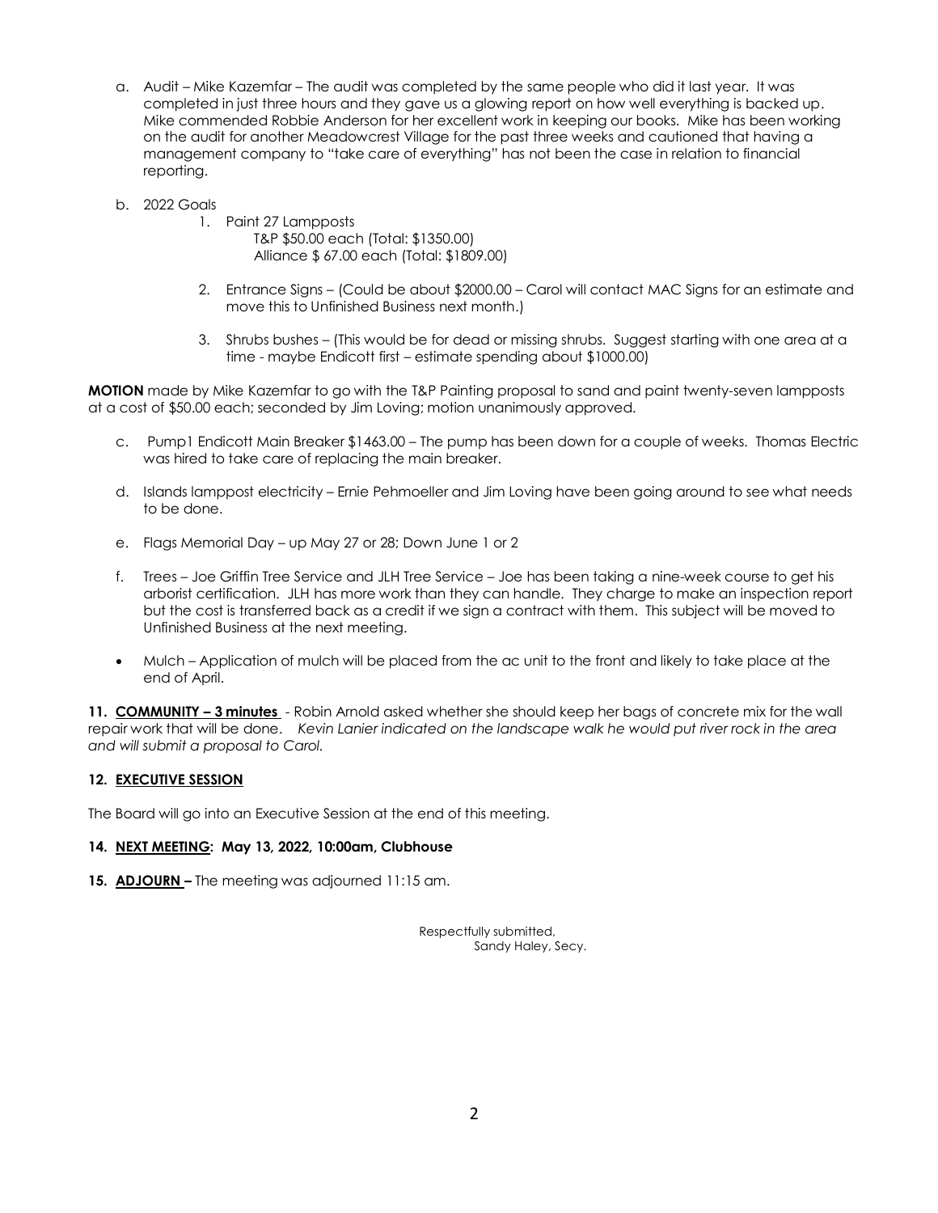a. Audit – Mike Kazemfar – The audit was completed by the same people who did it last year. It was completed in just three hours and they gave us a glowing report on how well everything is backed up. Mike commended Robbie Anderson for her excellent work in keeping our books. Mike has been working on the audit for another Meadowcrest Village for the past three weeks and cautioned that having a management company to "take care of everything" has not been the case in relation to financial reporting.

b. 2022 Goals

   1. Paint 27 Lampposts
      T&P $50.00 each (Total: $1350.00)
      Alliance $ 67.00 each (Total: $1809.00)

   2. Entrance Signs – (Could be about $2000.00 – Carol will contact MAC Signs for an estimate and move this to Unfinished Business next month.)

   3. Shrubs bushes – (This would be for dead or missing shrubs. Suggest starting with one area at a time - maybe Endicott first – estimate spending about $1000.00)

**MOTION** made by Mike Kazemfar to go with the T&P Painting proposal to sand and paint twenty-seven lampposts at a cost of $50.00 each; seconded by Jim Loving; motion unanimously approved.

c. Pump1 Endicott Main Breaker $1463.00 – The pump has been down for a couple of weeks. Thomas Electric was hired to take care of replacing the main breaker.

d. Islands lamppost electricity – Ernie Pehmoeller and Jim Loving have been going around to see what needs to be done.

e. Flags Memorial Day – up May 27 or 28; Down June 1 or 2

f. Trees – Joe Griffin Tree Service and JLH Tree Service – Joe has been taking a nine-week course to get his arborist certification. JLH has more work than they can handle. They charge to make an inspection report but the cost is transferred back as a credit if we sign a contract with them. This subject will be moved to Unfinished Business at the next meeting.

- Mulch – Application of mulch will be placed from the ac unit to the front and likely to take place at the end of April.

**11. COMMUNITY – 3 minutes** - Robin Arnold asked whether she should keep her bags of concrete mix for the wall repair work that will be done. *Kevin Lanier indicated on the landscape walk he would put river rock in the area and will submit a proposal to Carol.*

**12. EXECUTIVE SESSION**

The Board will go into an Executive Session at the end of this meeting.

**14. NEXT MEETING: May 13, 2022, 10:00am, Clubhouse**

**15. ADJOURN –** The meeting was adjourned 11:15 am.

Respectfully submitted,
Sandy Haley, Secy.